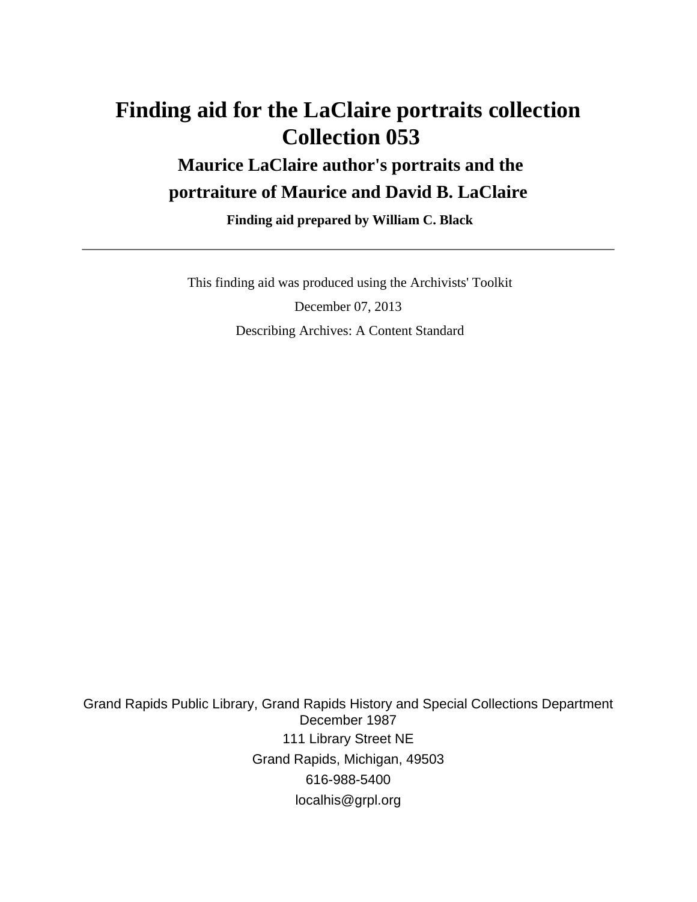# Finding aid for the LaClaire portraits collection
# Collection 053

## Maurice LaClaire author's portraits and the portraiture of Maurice and David B. LaClaire

**Finding aid prepared by William C. Black**

---

This finding aid was produced using the Archivists' Toolkit

December 07, 2013

Describing Archives: A Content Standard

Grand Rapids Public Library, Grand Rapids History and Special Collections Department
December 1987

111 Library Street NE

Grand Rapids, Michigan, 49503

616-988-5400

localhis@grpl.org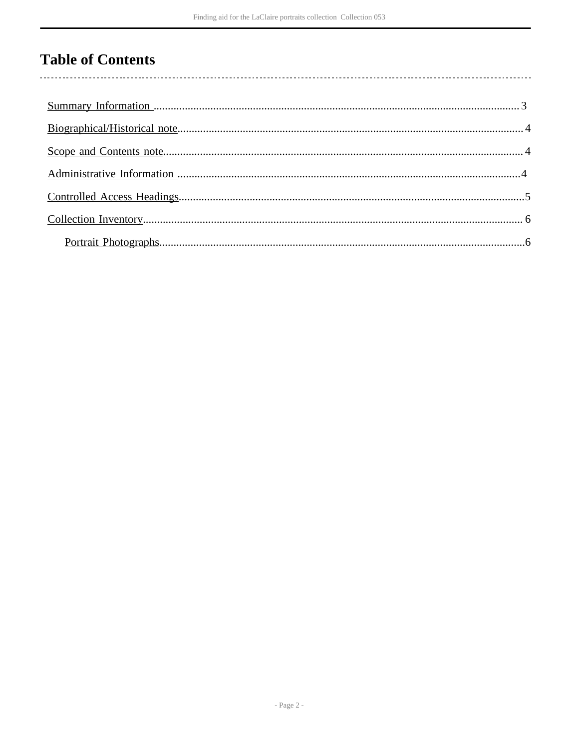# Table of Contents

Summary Information ................................................ 3

Biographical/Historical note........................................ 4

Scope and Contents note............................................. 4

Administrative Information ......................................... 4

Controlled Access Headings.......................................... 5

Collection Inventory................................................ 6

    Portrait Photographs............................................ 6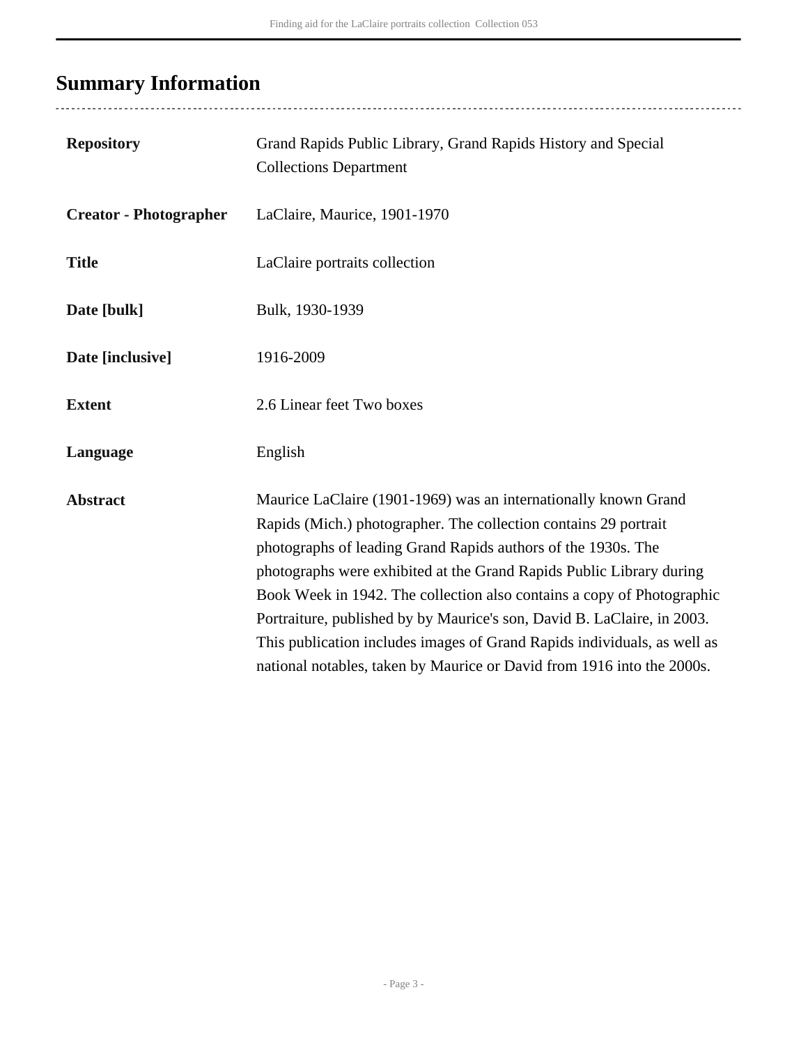## Summary Information

| | |
|---|---|
| **Repository** | Grand Rapids Public Library, Grand Rapids History and Special Collections Department |
| **Creator - Photographer** | LaClaire, Maurice, 1901-1970 |
| **Title** | LaClaire portraits collection |
| **Date [bulk]** | Bulk, 1930-1939 |
| **Date [inclusive]** | 1916-2009 |
| **Extent** | 2.6 Linear feet Two boxes |
| **Language** | English |
| **Abstract** | Maurice LaClaire (1901-1969) was an internationally known Grand Rapids (Mich.) photographer. The collection contains 29 portrait photographs of leading Grand Rapids authors of the 1930s. The photographs were exhibited at the Grand Rapids Public Library during Book Week in 1942. The collection also contains a copy of Photographic Portraiture, published by by Maurice's son, David B. LaClaire, in 2003. This publication includes images of Grand Rapids individuals, as well as national notables, taken by Maurice or David from 1916 into the 2000s. |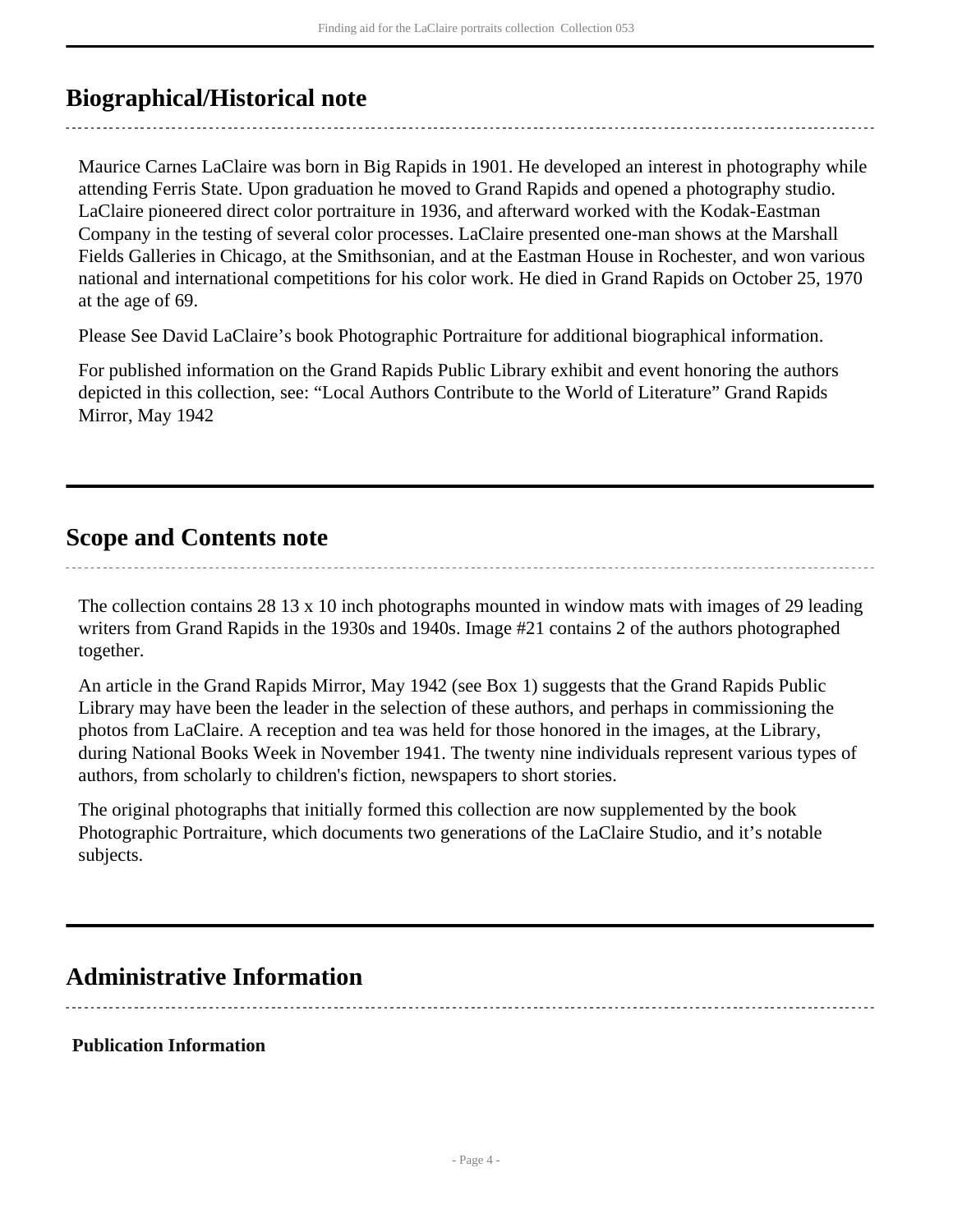## Biographical/Historical note

Maurice Carnes LaClaire was born in Big Rapids in 1901. He developed an interest in photography while attending Ferris State. Upon graduation he moved to Grand Rapids and opened a photography studio. LaClaire pioneered direct color portraiture in 1936, and afterward worked with the Kodak-Eastman Company in the testing of several color processes. LaClaire presented one-man shows at the Marshall Fields Galleries in Chicago, at the Smithsonian, and at the Eastman House in Rochester, and won various national and international competitions for his color work. He died in Grand Rapids on October 25, 1970 at the age of 69.

Please See David LaClaire's book Photographic Portraiture for additional biographical information.

For published information on the Grand Rapids Public Library exhibit and event honoring the authors depicted in this collection, see: "Local Authors Contribute to the World of Literature" Grand Rapids Mirror, May 1942

## Scope and Contents note

The collection contains 28 13 x 10 inch photographs mounted in window mats with images of 29 leading writers from Grand Rapids in the 1930s and 1940s. Image #21 contains 2 of the authors photographed together.

An article in the Grand Rapids Mirror, May 1942 (see Box 1) suggests that the Grand Rapids Public Library may have been the leader in the selection of these authors, and perhaps in commissioning the photos from LaClaire. A reception and tea was held for those honored in the images, at the Library, during National Books Week in November 1941. The twenty nine individuals represent various types of authors, from scholarly to children's fiction, newspapers to short stories.

The original photographs that initially formed this collection are now supplemented by the book Photographic Portraiture, which documents two generations of the LaClaire Studio, and it's notable subjects.

## Administrative Information

**Publication Information**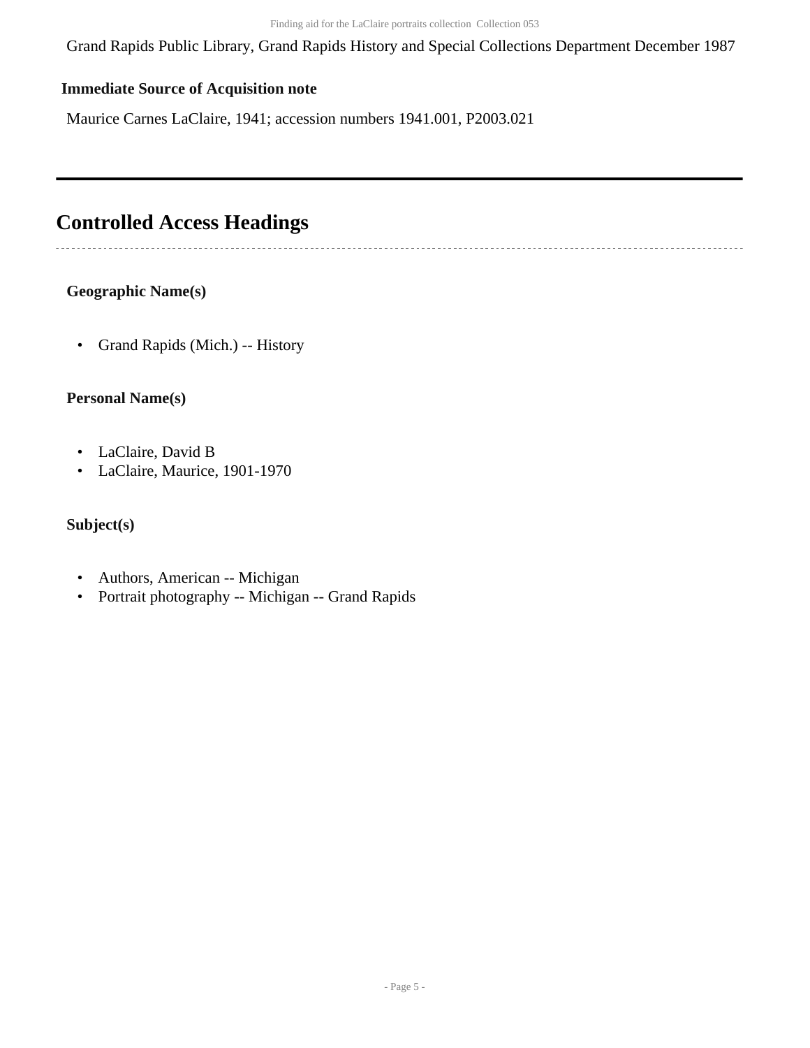Grand Rapids Public Library, Grand Rapids History and Special Collections Department December 1987

**Immediate Source of Acquisition note**

Maurice Carnes LaClaire, 1941; accession numbers 1941.001, P2003.021

## Controlled Access Headings

**Geographic Name(s)**

- Grand Rapids (Mich.) -- History

**Personal Name(s)**

- LaClaire, David B
- LaClaire, Maurice, 1901-1970

**Subject(s)**

- Authors, American -- Michigan
- Portrait photography -- Michigan -- Grand Rapids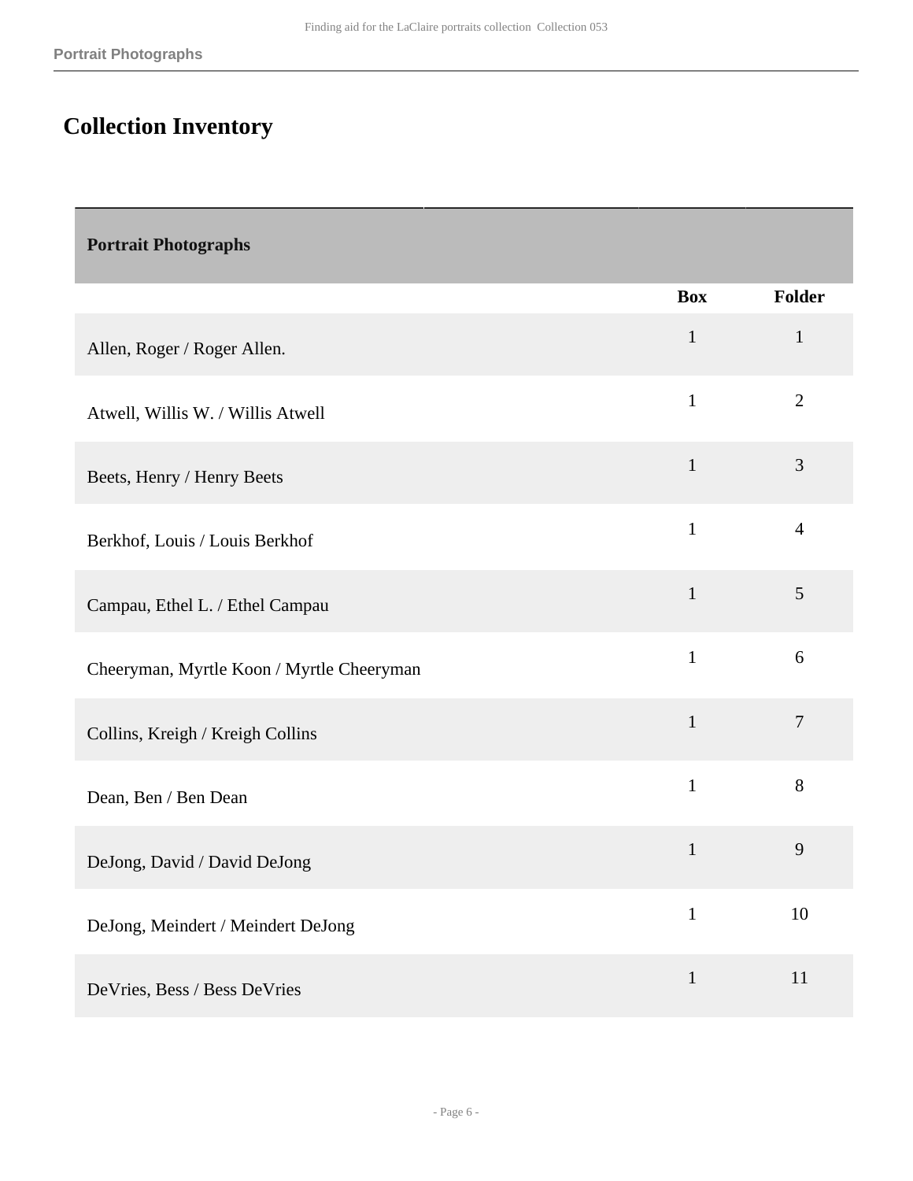## Collection Inventory

| Portrait Photographs | | |
|---|---|---|
| | **Box** | **Folder** |
| Allen, Roger / Roger Allen. | 1 | 1 |
| Atwell, Willis W. / Willis Atwell | 1 | 2 |
| Beets, Henry / Henry Beets | 1 | 3 |
| Berkhof, Louis / Louis Berkhof | 1 | 4 |
| Campau, Ethel L. / Ethel Campau | 1 | 5 |
| Cheeryman, Myrtle Koon / Myrtle Cheeryman | 1 | 6 |
| Collins, Kreigh / Kreigh Collins | 1 | 7 |
| Dean, Ben / Ben Dean | 1 | 8 |
| DeJong, David / David DeJong | 1 | 9 |
| DeJong, Meindert / Meindert DeJong | 1 | 10 |
| DeVries, Bess / Bess DeVries | 1 | 11 |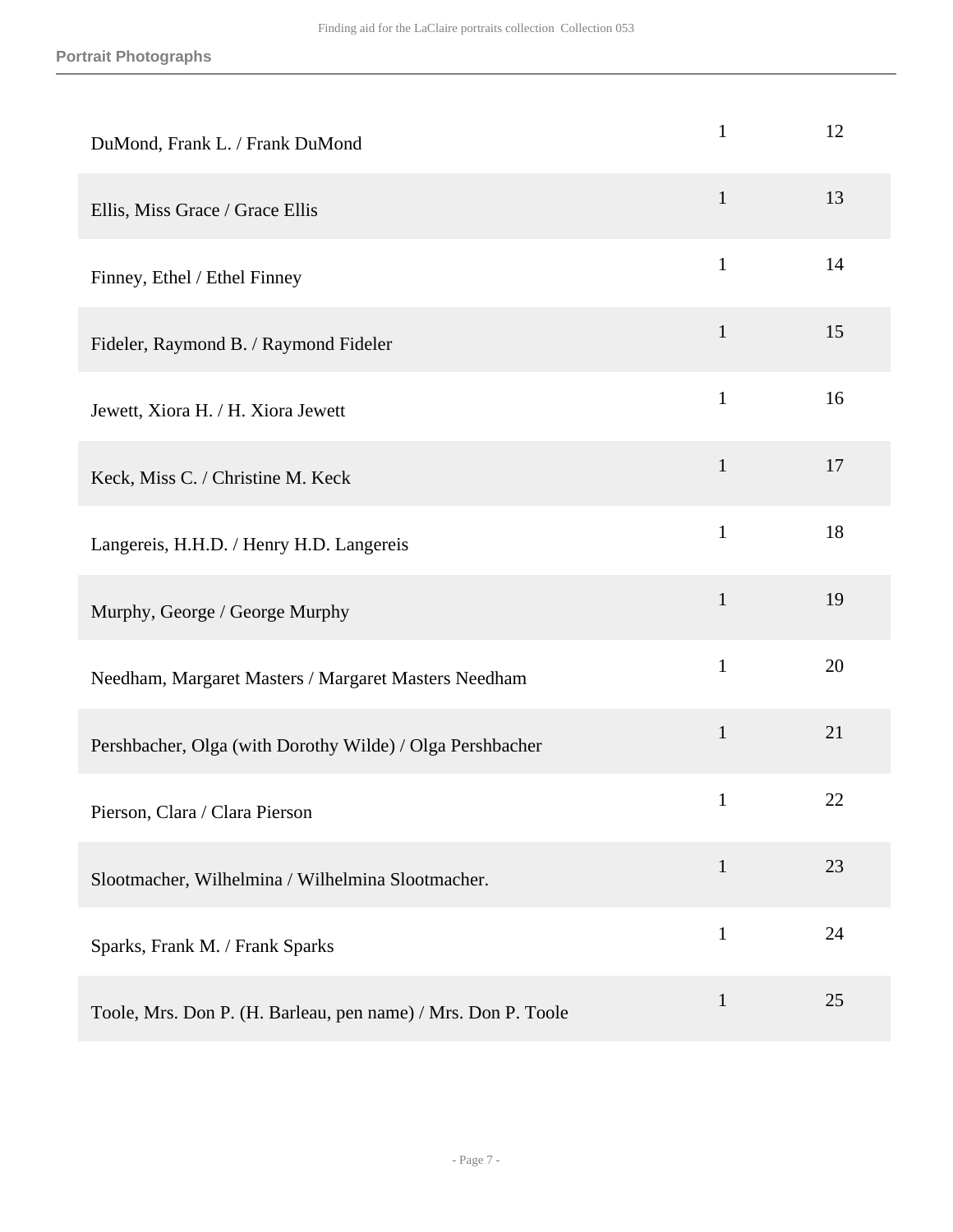**Portrait Photographs**

| | | |
|---|---|---|
| DuMond, Frank L. / Frank DuMond | 1 | 12 |
| Ellis, Miss Grace / Grace Ellis | 1 | 13 |
| Finney, Ethel / Ethel Finney | 1 | 14 |
| Fideler, Raymond B. / Raymond Fideler | 1 | 15 |
| Jewett, Xiora H. / H. Xiora Jewett | 1 | 16 |
| Keck, Miss C. / Christine M. Keck | 1 | 17 |
| Langereis, H.H.D. / Henry H.D. Langereis | 1 | 18 |
| Murphy, George / George Murphy | 1 | 19 |
| Needham, Margaret Masters / Margaret Masters Needham | 1 | 20 |
| Pershbacher, Olga (with Dorothy Wilde) / Olga Pershbacher | 1 | 21 |
| Pierson, Clara / Clara Pierson | 1 | 22 |
| Slootmacher, Wilhelmina / Wilhelmina Slootmacher. | 1 | 23 |
| Sparks, Frank M. / Frank Sparks | 1 | 24 |
| Toole, Mrs. Don P. (H. Barleau, pen name) / Mrs. Don P. Toole | 1 | 25 |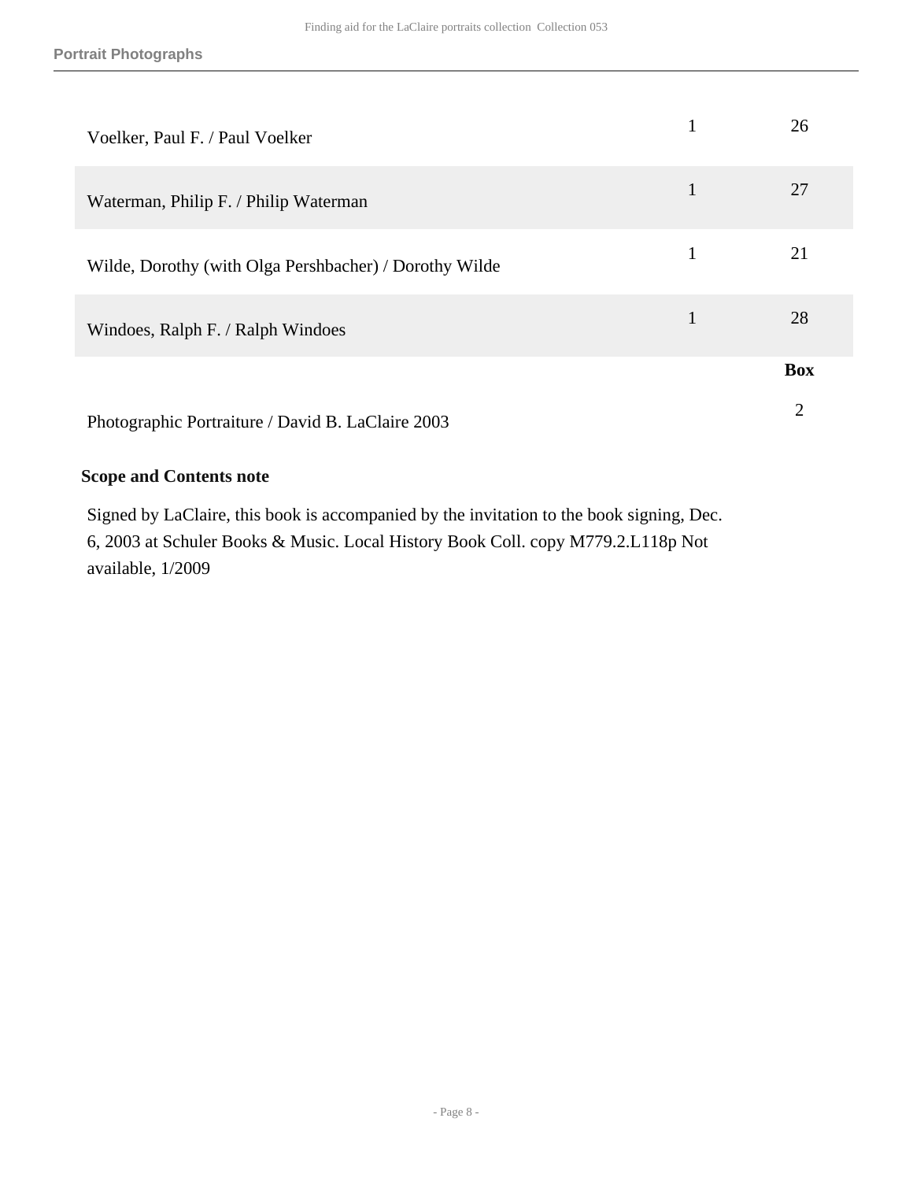**Portrait Photographs**

| | | |
|---|---|---|
| Voelker, Paul F. / Paul Voelker | 1 | 26 |
| Waterman, Philip F. / Philip Waterman | 1 | 27 |
| Wilde, Dorothy (with Olga Pershbacher) / Dorothy Wilde | 1 | 21 |
| Windoes, Ralph F. / Ralph Windoes | 1 | 28 |

| | Box |
|---|---|
| Photographic Portraiture / David B. LaClaire 2003 | 2 |

**Scope and Contents note**

Signed by LaClaire, this book is accompanied by the invitation to the book signing, Dec. 6, 2003 at Schuler Books & Music. Local History Book Coll. copy M779.2.L118p Not available, 1/2009